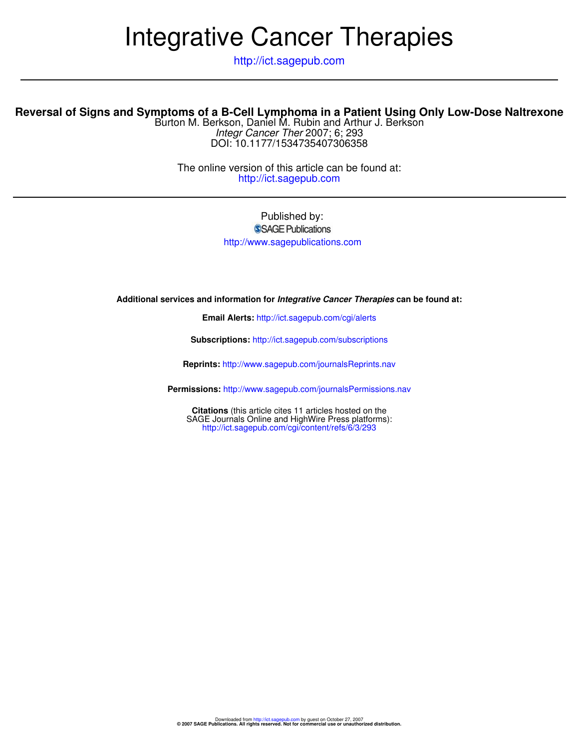# Integrative Cancer Therapies

http://ict.sagepub.com

## Reversal of Signs and Symptoms of a B-Cell Lymphoma in a Patient Using Only Low-Dose Naltrexone

Burton M. Berkson, Daniel M. Rubin and Arthur J. Berkson

*Integr Cancer Ther* 2007; 6; 293

DOI: 10.1177/1534735407306358

The online version of this article can be found at:
http://ict.sagepub.com

Published by:
SAGE Publications
http://www.sagepublications.com

**Additional services and information for *Integrative Cancer Therapies* can be found at:**

**Email Alerts:** http://ict.sagepub.com/cgi/alerts

**Subscriptions:** http://ict.sagepub.com/subscriptions

**Reprints:** http://www.sagepub.com/journalsReprints.nav

**Permissions:** http://www.sagepub.com/journalsPermissions.nav

**Citations** (this article cites 11 articles hosted on the SAGE Journals Online and HighWire Press platforms):
http://ict.sagepub.com/cgi/content/refs/6/3/293

Downloaded from http://ict.sagepub.com by guest on October 27, 2007
**© 2007 SAGE Publications. All rights reserved. Not for commercial use or unauthorized distribution.**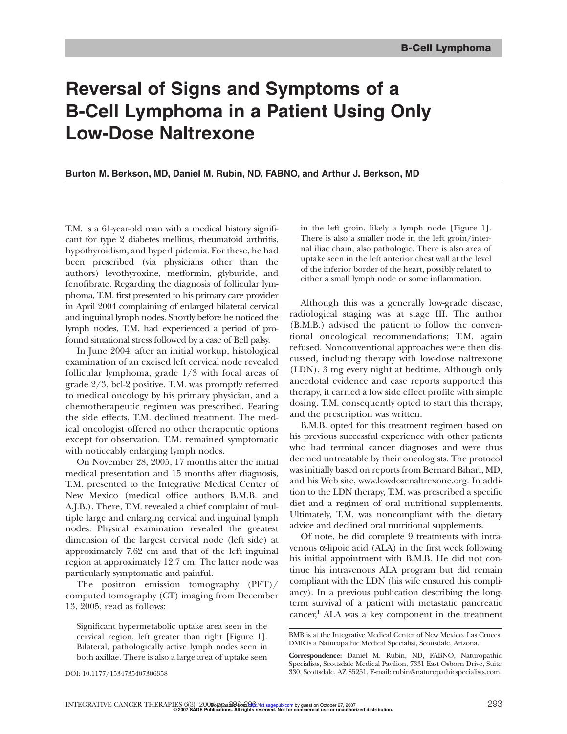# Reversal of Signs and Symptoms of a B-Cell Lymphoma in a Patient Using Only Low-Dose Naltrexone

**Burton M. Berkson, MD, Daniel M. Rubin, ND, FABNO, and Arthur J. Berkson, MD**

T.M. is a 61-year-old man with a medical history significant for type 2 diabetes mellitus, rheumatoid arthritis, hypothyroidism, and hyperlipidemia. For these, he had been prescribed (via physicians other than the authors) levothyroxine, metformin, glyburide, and fenofibrate. Regarding the diagnosis of follicular lymphoma, T.M. first presented to his primary care provider in April 2004 complaining of enlarged bilateral cervical and inguinal lymph nodes. Shortly before he noticed the lymph nodes, T.M. had experienced a period of profound situational stress followed by a case of Bell palsy.

In June 2004, after an initial workup, histological examination of an excised left cervical node revealed follicular lymphoma, grade 1/3 with focal areas of grade 2/3, bcl-2 positive. T.M. was promptly referred to medical oncology by his primary physician, and a chemotherapeutic regimen was prescribed. Fearing the side effects, T.M. declined treatment. The medical oncologist offered no other therapeutic options except for observation. T.M. remained symptomatic with noticeably enlarging lymph nodes.

On November 28, 2005, 17 months after the initial medical presentation and 15 months after diagnosis, T.M. presented to the Integrative Medical Center of New Mexico (medical office authors B.M.B. and A.J.B.). There, T.M. revealed a chief complaint of multiple large and enlarging cervical and inguinal lymph nodes. Physical examination revealed the greatest dimension of the largest cervical node (left side) at approximately 7.62 cm and that of the left inguinal region at approximately 12.7 cm. The latter node was particularly symptomatic and painful.

The positron emission tomography (PET)/ computed tomography (CT) imaging from December 13, 2005, read as follows:

> Significant hypermetabolic uptake area seen in the cervical region, left greater than right [Figure 1]. Bilateral, pathologically active lymph nodes seen in both axillae. There is also a large area of uptake seen in the left groin, likely a lymph node [Figure 1]. There is also a smaller node in the left groin/internal iliac chain, also pathologic. There is also area of uptake seen in the left anterior chest wall at the level of the inferior border of the heart, possibly related to either a small lymph node or some inflammation.

Although this was a generally low-grade disease, radiological staging was at stage III. The author (B.M.B.) advised the patient to follow the conventional oncological recommendations; T.M. again refused. Nonconventional approaches were then discussed, including therapy with low-dose naltrexone (LDN), 3 mg every night at bedtime. Although only anecdotal evidence and case reports supported this therapy, it carried a low side effect profile with simple dosing. T.M. consequently opted to start this therapy, and the prescription was written.

B.M.B. opted for this treatment regimen based on his previous successful experience with other patients who had terminal cancer diagnoses and were thus deemed untreatable by their oncologists. The protocol was initially based on reports from Bernard Bihari, MD, and his Web site, www.lowdosenaltrexone.org. In addition to the LDN therapy, T.M. was prescribed a specific diet and a regimen of oral nutritional supplements. Ultimately, T.M. was noncompliant with the dietary advice and declined oral nutritional supplements.

Of note, he did complete 9 treatments with intravenous α-lipoic acid (ALA) in the first week following his initial appointment with B.M.B. He did not continue his intravenous ALA program but did remain compliant with the LDN (his wife ensured this compliancy). In a previous publication describing the long-term survival of a patient with metastatic pancreatic cancer,[1] ALA was a key component in the treatment

BMB is at the Integrative Medical Center of New Mexico, Las Cruces. DMR is a Naturopathic Medical Specialist, Scottsdale, Arizona.

**Correspondence:** Daniel M. Rubin, ND, FABNO, Naturopathic Specialists, Scottsdale Medical Pavilion, 7331 East Osborn Drive, Suite 330, Scottsdale, AZ 85251. E-mail: rubin@naturopathicspecialists.com.

DOI: 10.1177/1534735407306358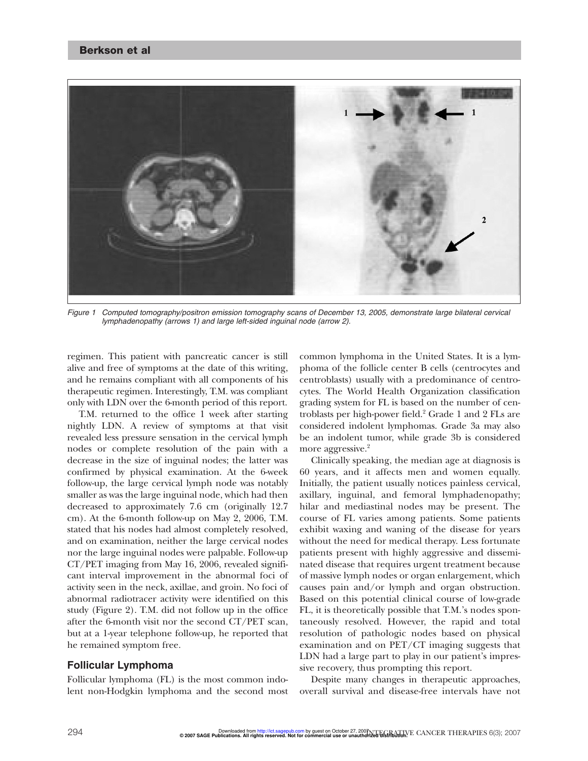*Figure 1 Computed tomography/positron emission tomography scans of December 13, 2005, demonstrate large bilateral cervical lymphadenopathy (arrows 1) and large left-sided inguinal node (arrow 2).*

regimen. This patient with pancreatic cancer is still alive and free of symptoms at the date of this writing, and he remains compliant with all components of his therapeutic regimen. Interestingly, T.M. was compliant only with LDN over the 6-month period of this report.

T.M. returned to the office 1 week after starting nightly LDN. A review of symptoms at that visit revealed less pressure sensation in the cervical lymph nodes or complete resolution of the pain with a decrease in the size of inguinal nodes; the latter was confirmed by physical examination. At the 6-week follow-up, the large cervical lymph node was notably smaller as was the large inguinal node, which had then decreased to approximately 7.6 cm (originally 12.7 cm). At the 6-month follow-up on May 2, 2006, T.M. stated that his nodes had almost completely resolved, and on examination, neither the large cervical nodes nor the large inguinal nodes were palpable. Follow-up CT/PET imaging from May 16, 2006, revealed significant interval improvement in the abnormal foci of activity seen in the neck, axillae, and groin. No foci of abnormal radiotracer activity were identified on this study (Figure 2). T.M. did not follow up in the office after the 6-month visit nor the second CT/PET scan, but at a 1-year telephone follow-up, he reported that he remained symptom free.

## Follicular Lymphoma

Follicular lymphoma (FL) is the most common indolent non-Hodgkin lymphoma and the second most common lymphoma in the United States. It is a lymphoma of the follicle center B cells (centrocytes and centroblasts) usually with a predominance of centrocytes. The World Health Organization classification grading system for FL is based on the number of centroblasts per high-power field.[2] Grade 1 and 2 FLs are considered indolent lymphomas. Grade 3a may also be an indolent tumor, while grade 3b is considered more aggressive.[2]

Clinically speaking, the median age at diagnosis is 60 years, and it affects men and women equally. Initially, the patient usually notices painless cervical, axillary, inguinal, and femoral lymphadenopathy; hilar and mediastinal nodes may be present. The course of FL varies among patients. Some patients exhibit waxing and waning of the disease for years without the need for medical therapy. Less fortunate patients present with highly aggressive and disseminated disease that requires urgent treatment because of massive lymph nodes or organ enlargement, which causes pain and/or lymph and organ obstruction. Based on this potential clinical course of low-grade FL, it is theoretically possible that T.M.'s nodes spontaneously resolved. However, the rapid and total resolution of pathologic nodes based on physical examination and on PET/CT imaging suggests that LDN had a large part to play in our patient's impressive recovery, thus prompting this report.

Despite many changes in therapeutic approaches, overall survival and disease-free intervals have not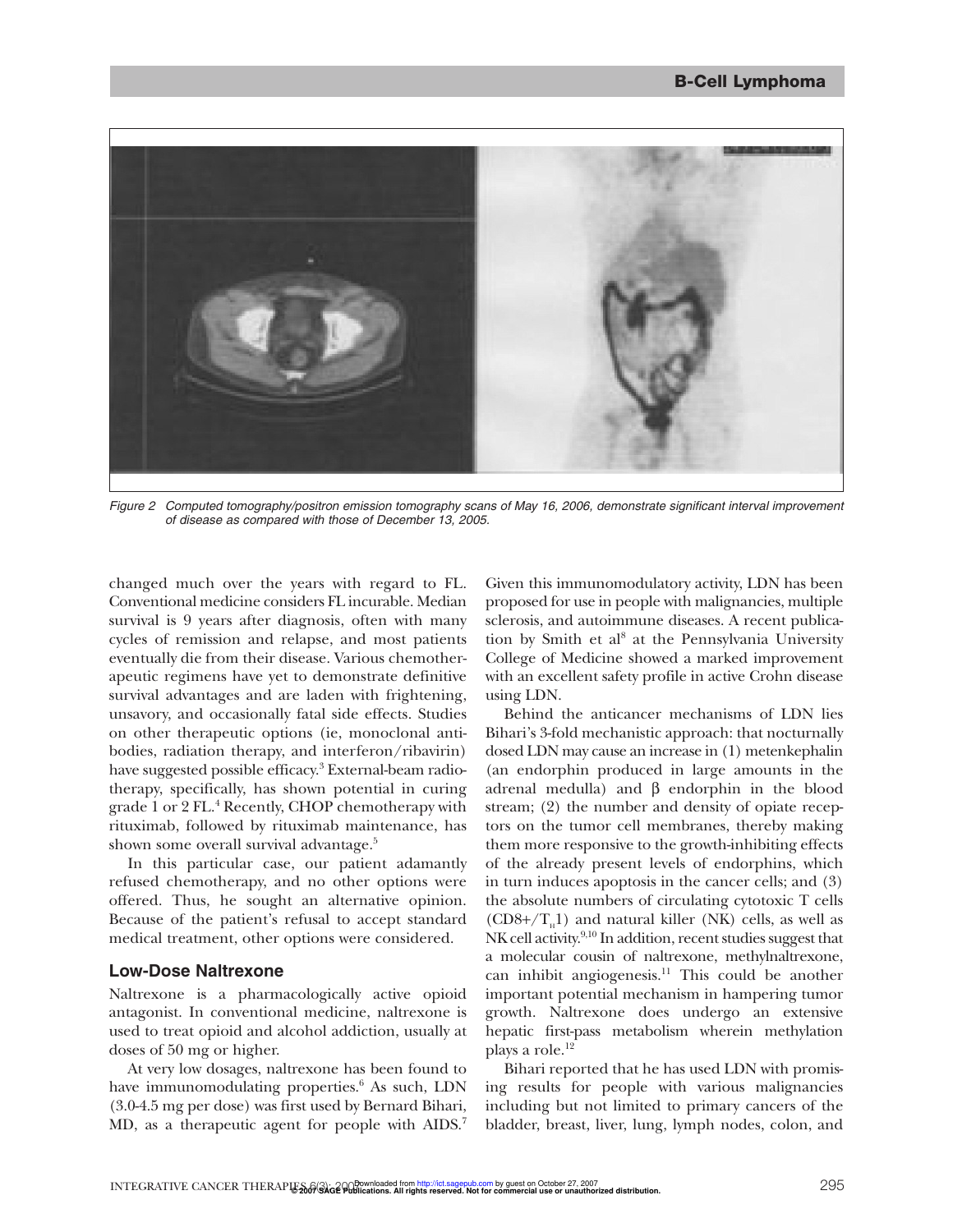Figure 2 Computed tomography/positron emission tomography scans of May 16, 2006, demonstrate significant interval improvement of disease as compared with those of December 13, 2005.

changed much over the years with regard to FL. Conventional medicine considers FL incurable. Median survival is 9 years after diagnosis, often with many cycles of remission and relapse, and most patients eventually die from their disease. Various chemotherapeutic regimens have yet to demonstrate definitive survival advantages and are laden with frightening, unsavory, and occasionally fatal side effects. Studies on other therapeutic options (ie, monoclonal antibodies, radiation therapy, and interferon/ribavirin) have suggested possible efficacy.[3] External-beam radiotherapy, specifically, has shown potential in curing grade 1 or 2 FL.[4] Recently, CHOP chemotherapy with rituximab, followed by rituximab maintenance, has shown some overall survival advantage.[5]

In this particular case, our patient adamantly refused chemotherapy, and no other options were offered. Thus, he sought an alternative opinion. Because of the patient's refusal to accept standard medical treatment, other options were considered.

## Low-Dose Naltrexone

Naltrexone is a pharmacologically active opioid antagonist. In conventional medicine, naltrexone is used to treat opioid and alcohol addiction, usually at doses of 50 mg or higher.

At very low dosages, naltrexone has been found to have immunomodulating properties.[6] As such, LDN (3.0-4.5 mg per dose) was first used by Bernard Bihari, MD, as a therapeutic agent for people with AIDS.[7] Given this immunomodulatory activity, LDN has been proposed for use in people with malignancies, multiple sclerosis, and autoimmune diseases. A recent publication by Smith et al[8] at the Pennsylvania University College of Medicine showed a marked improvement with an excellent safety profile in active Crohn disease using LDN.

Behind the anticancer mechanisms of LDN lies Bihari's 3-fold mechanistic approach: that nocturnally dosed LDN may cause an increase in (1) metenkephalin (an endorphin produced in large amounts in the adrenal medulla) and β endorphin in the blood stream; (2) the number and density of opiate receptors on the tumor cell membranes, thereby making them more responsive to the growth-inhibiting effects of the already present levels of endorphins, which in turn induces apoptosis in the cancer cells; and (3) the absolute numbers of circulating cytotoxic T cells (CD8+/$T_{H}$1) and natural killer (NK) cells, as well as NK cell activity.[9,10] In addition, recent studies suggest that a molecular cousin of naltrexone, methylnaltrexone, can inhibit angiogenesis.[11] This could be another important potential mechanism in hampering tumor growth. Naltrexone does undergo an extensive hepatic first-pass metabolism wherein methylation plays a role.[12]

Bihari reported that he has used LDN with promising results for people with various malignancies including but not limited to primary cancers of the bladder, breast, liver, lung, lymph nodes, colon, and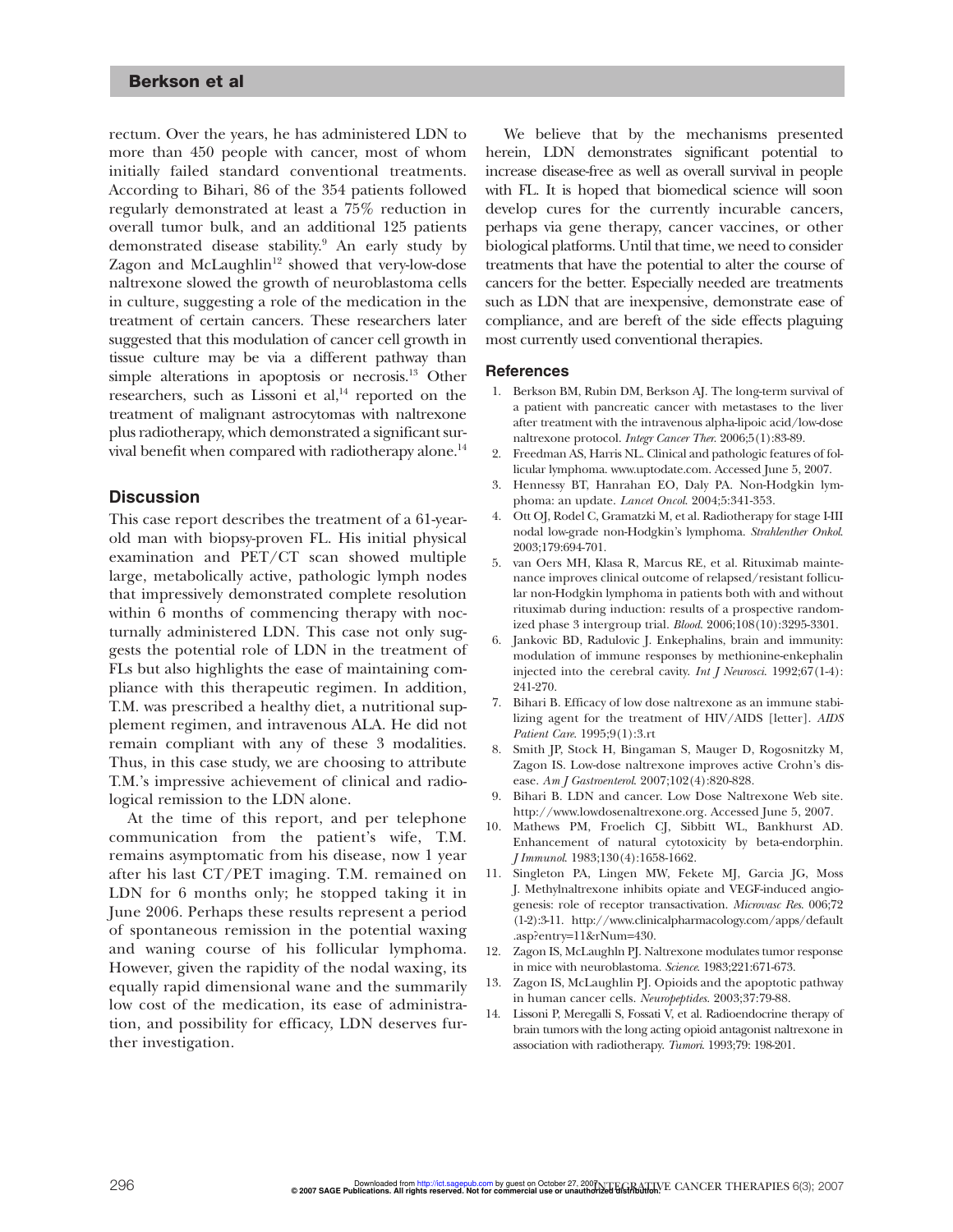rectum. Over the years, he has administered LDN to more than 450 people with cancer, most of whom initially failed standard conventional treatments. According to Bihari, 86 of the 354 patients followed regularly demonstrated at least a 75% reduction in overall tumor bulk, and an additional 125 patients demonstrated disease stability.[9] An early study by Zagon and McLaughlin[12] showed that very-low-dose naltrexone slowed the growth of neuroblastoma cells in culture, suggesting a role of the medication in the treatment of certain cancers. These researchers later suggested that this modulation of cancer cell growth in tissue culture may be via a different pathway than simple alterations in apoptosis or necrosis.[13] Other researchers, such as Lissoni et al,[14] reported on the treatment of malignant astrocytomas with naltrexone plus radiotherapy, which demonstrated a significant survival benefit when compared with radiotherapy alone.[14]

## Discussion

This case report describes the treatment of a 61-year-old man with biopsy-proven FL. His initial physical examination and PET/CT scan showed multiple large, metabolically active, pathologic lymph nodes that impressively demonstrated complete resolution within 6 months of commencing therapy with nocturnally administered LDN. This case not only suggests the potential role of LDN in the treatment of FLs but also highlights the ease of maintaining compliance with this therapeutic regimen. In addition, T.M. was prescribed a healthy diet, a nutritional supplement regimen, and intravenous ALA. He did not remain compliant with any of these 3 modalities. Thus, in this case study, we are choosing to attribute T.M.'s impressive achievement of clinical and radiological remission to the LDN alone.

At the time of this report, and per telephone communication from the patient's wife, T.M. remains asymptomatic from his disease, now 1 year after his last CT/PET imaging. T.M. remained on LDN for 6 months only; he stopped taking it in June 2006. Perhaps these results represent a period of spontaneous remission in the potential waxing and waning course of his follicular lymphoma. However, given the rapidity of the nodal waxing, its equally rapid dimensional wane and the summarily low cost of the medication, its ease of administration, and possibility for efficacy, LDN deserves further investigation.

We believe that by the mechanisms presented herein, LDN demonstrates significant potential to increase disease-free as well as overall survival in people with FL. It is hoped that biomedical science will soon develop cures for the currently incurable cancers, perhaps via gene therapy, cancer vaccines, or other biological platforms. Until that time, we need to consider treatments that have the potential to alter the course of cancers for the better. Especially needed are treatments such as LDN that are inexpensive, demonstrate ease of compliance, and are bereft of the side effects plaguing most currently used conventional therapies.

## References

1. Berkson BM, Rubin DM, Berkson AJ. The long-term survival of a patient with pancreatic cancer with metastases to the liver after treatment with the intravenous alpha-lipoic acid/low-dose naltrexone protocol. *Integr Cancer Ther.* 2006;5(1):83-89.
2. Freedman AS, Harris NL. Clinical and pathologic features of follicular lymphoma. www.uptodate.com. Accessed June 5, 2007.
3. Hennessy BT, Hanrahan EO, Daly PA. Non-Hodgkin lymphoma: an update. *Lancet Oncol.* 2004;5:341-353.
4. Ott OJ, Rodel C, Gramatzki M, et al. Radiotherapy for stage I-III nodal low-grade non-Hodgkin's lymphoma. *Strahlenther Onkol.* 2003;179:694-701.
5. van Oers MH, Klasa R, Marcus RE, et al. Rituximab maintenance improves clinical outcome of relapsed/resistant follicular non-Hodgkin lymphoma in patients both with and without rituximab during induction: results of a prospective randomized phase 3 intergroup trial. *Blood.* 2006;108(10):3295-3301.
6. Jankovic BD, Radulovic J. Enkephalins, brain and immunity: modulation of immune responses by methionine-enkephalin injected into the cerebral cavity. *Int J Neurosci.* 1992;67(1-4):241-270.
7. Bihari B. Efficacy of low dose naltrexone as an immune stabilizing agent for the treatment of HIV/AIDS [letter]. *AIDS Patient Care.* 1995;9(1):3.rt
8. Smith JP, Stock H, Bingaman S, Mauger D, Rogosnitzky M, Zagon IS. Low-dose naltrexone improves active Crohn's disease. *Am J Gastroenterol.* 2007;102(4):820-828.
9. Bihari B. LDN and cancer. Low Dose Naltrexone Web site. http://www.lowdosenaltrexone.org. Accessed June 5, 2007.
10. Mathews PM, Froelich CJ, Sibbitt WL, Bankhurst AD. Enhancement of natural cytotoxicity by beta-endorphin. *J Immunol.* 1983;130(4):1658-1662.
11. Singleton PA, Lingen MW, Fekete MJ, Garcia JG, Moss J. Methylnaltrexone inhibits opiate and VEGF-induced angiogenesis: role of receptor transactivation. *Microvasc Res.* 006;72(1-2):3-11. http://www.clinicalpharmacology.com/apps/default.asp?entry=11&rNum=430.
12. Zagon IS, McLaughln PJ. Naltrexone modulates tumor response in mice with neuroblastoma. *Science.* 1983;221:671-673.
13. Zagon IS, McLaughlin PJ. Opioids and the apoptotic pathway in human cancer cells. *Neuropeptides.* 2003;37:79-88.
14. Lissoni P, Meregalli S, Fossati V, et al. Radioendocrine therapy of brain tumors with the long acting opioid antagonist naltrexone in association with radiotherapy. *Tumori.* 1993;79: 198-201.